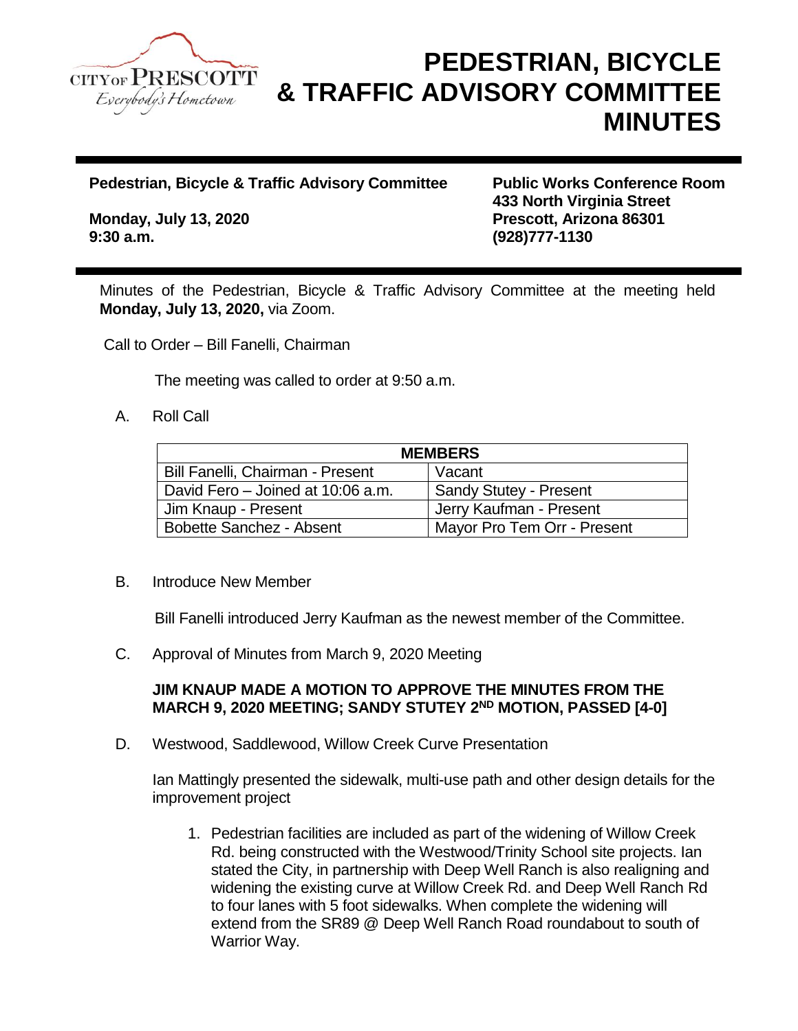# PEDESTRIAN, BICYCLE & TRAFFIC ADVISORY COMMITTEE MINUTES

**Pedestrian, Bicycle & Traffic Advisory Committee**

**Monday, July 13, 2020**
**9:30 a.m.**

**Public Works Conference Room**
**433 North Virginia Street**
**Prescott, Arizona 86301**
**(928)777-1130**

Minutes of the Pedestrian, Bicycle & Traffic Advisory Committee at the meeting held **Monday, July 13, 2020,** via Zoom.

Call to Order – Bill Fanelli, Chairman

The meeting was called to order at 9:50 a.m.

A. Roll Call

| MEMBERS | |
|---|---|
| Bill Fanelli, Chairman - Present | Vacant |
| David Fero – Joined at 10:06 a.m. | Sandy Stutey - Present |
| Jim Knaup - Present | Jerry Kaufman - Present |
| Bobette Sanchez - Absent | Mayor Pro Tem Orr - Present |

B. Introduce New Member

Bill Fanelli introduced Jerry Kaufman as the newest member of the Committee.

C. Approval of Minutes from March 9, 2020 Meeting

**JIM KNAUP MADE A MOTION TO APPROVE THE MINUTES FROM THE MARCH 9, 2020 MEETING; SANDY STUTEY 2ND MOTION, PASSED [4-0]**

D. Westwood, Saddlewood, Willow Creek Curve Presentation

Ian Mattingly presented the sidewalk, multi-use path and other design details for the improvement project

1. Pedestrian facilities are included as part of the widening of Willow Creek Rd. being constructed with the Westwood/Trinity School site projects. Ian stated the City, in partnership with Deep Well Ranch is also realigning and widening the existing curve at Willow Creek Rd. and Deep Well Ranch Rd to four lanes with 5 foot sidewalks. When complete the widening will extend from the SR89 @ Deep Well Ranch Road roundabout to south of Warrior Way.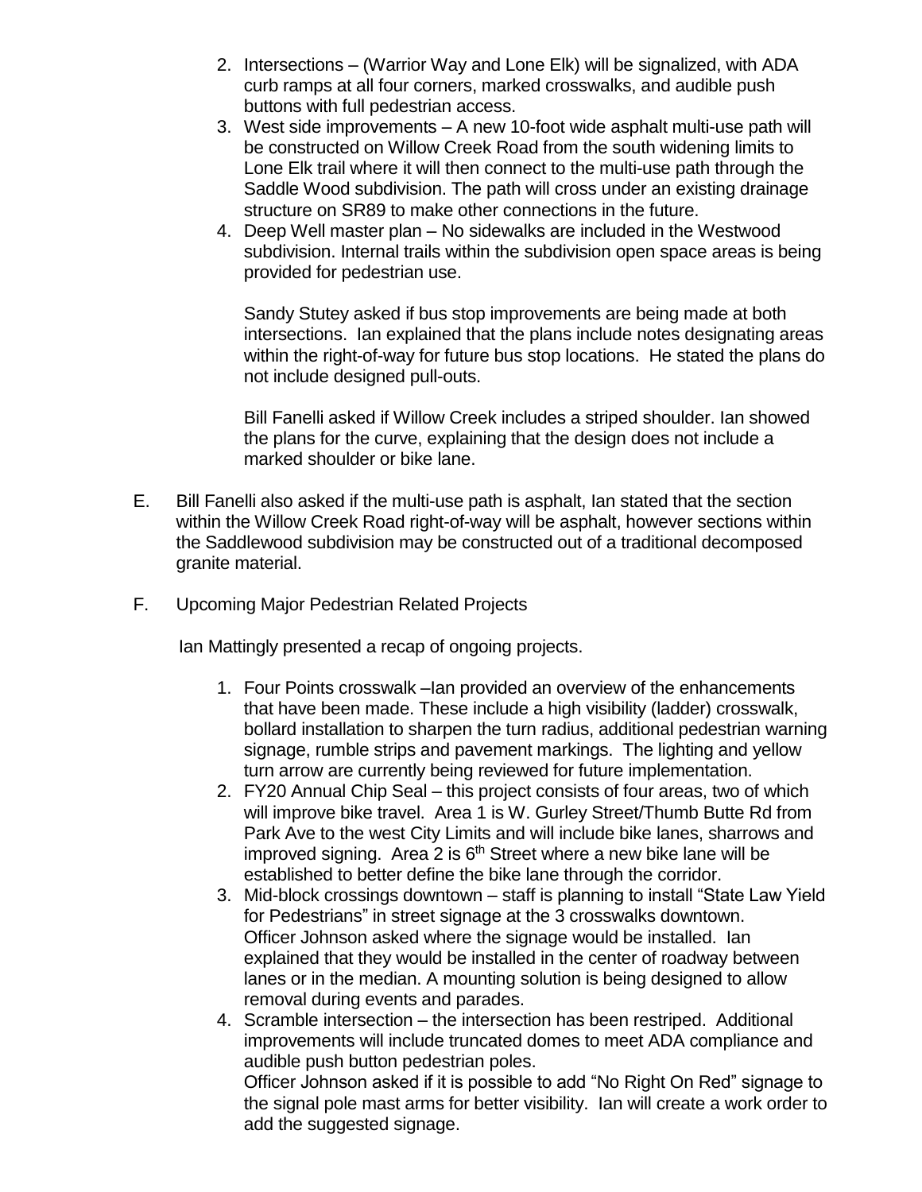2. Intersections – (Warrior Way and Lone Elk) will be signalized, with ADA curb ramps at all four corners, marked crosswalks, and audible push buttons with full pedestrian access.
3. West side improvements – A new 10-foot wide asphalt multi-use path will be constructed on Willow Creek Road from the south widening limits to Lone Elk trail where it will then connect to the multi-use path through the Saddle Wood subdivision. The path will cross under an existing drainage structure on SR89 to make other connections in the future.
4. Deep Well master plan – No sidewalks are included in the Westwood subdivision. Internal trails within the subdivision open space areas is being provided for pedestrian use.

   Sandy Stutey asked if bus stop improvements are being made at both intersections. Ian explained that the plans include notes designating areas within the right-of-way for future bus stop locations. He stated the plans do not include designed pull-outs.

   Bill Fanelli asked if Willow Creek includes a striped shoulder. Ian showed the plans for the curve, explaining that the design does not include a marked shoulder or bike lane.

E. Bill Fanelli also asked if the multi-use path is asphalt, Ian stated that the section within the Willow Creek Road right-of-way will be asphalt, however sections within the Saddlewood subdivision may be constructed out of a traditional decomposed granite material.

F. Upcoming Major Pedestrian Related Projects

   Ian Mattingly presented a recap of ongoing projects.

   1. Four Points crosswalk –Ian provided an overview of the enhancements that have been made. These include a high visibility (ladder) crosswalk, bollard installation to sharpen the turn radius, additional pedestrian warning signage, rumble strips and pavement markings. The lighting and yellow turn arrow are currently being reviewed for future implementation.
   2. FY20 Annual Chip Seal – this project consists of four areas, two of which will improve bike travel. Area 1 is W. Gurley Street/Thumb Butte Rd from Park Ave to the west City Limits and will include bike lanes, sharrows and improved signing. Area 2 is 6th Street where a new bike lane will be established to better define the bike lane through the corridor.
   3. Mid-block crossings downtown – staff is planning to install "State Law Yield for Pedestrians" in street signage at the 3 crosswalks downtown. Officer Johnson asked where the signage would be installed. Ian explained that they would be installed in the center of roadway between lanes or in the median. A mounting solution is being designed to allow removal during events and parades.
   4. Scramble intersection – the intersection has been restriped. Additional improvements will include truncated domes to meet ADA compliance and audible push button pedestrian poles.
      Officer Johnson asked if it is possible to add "No Right On Red" signage to the signal pole mast arms for better visibility. Ian will create a work order to add the suggested signage.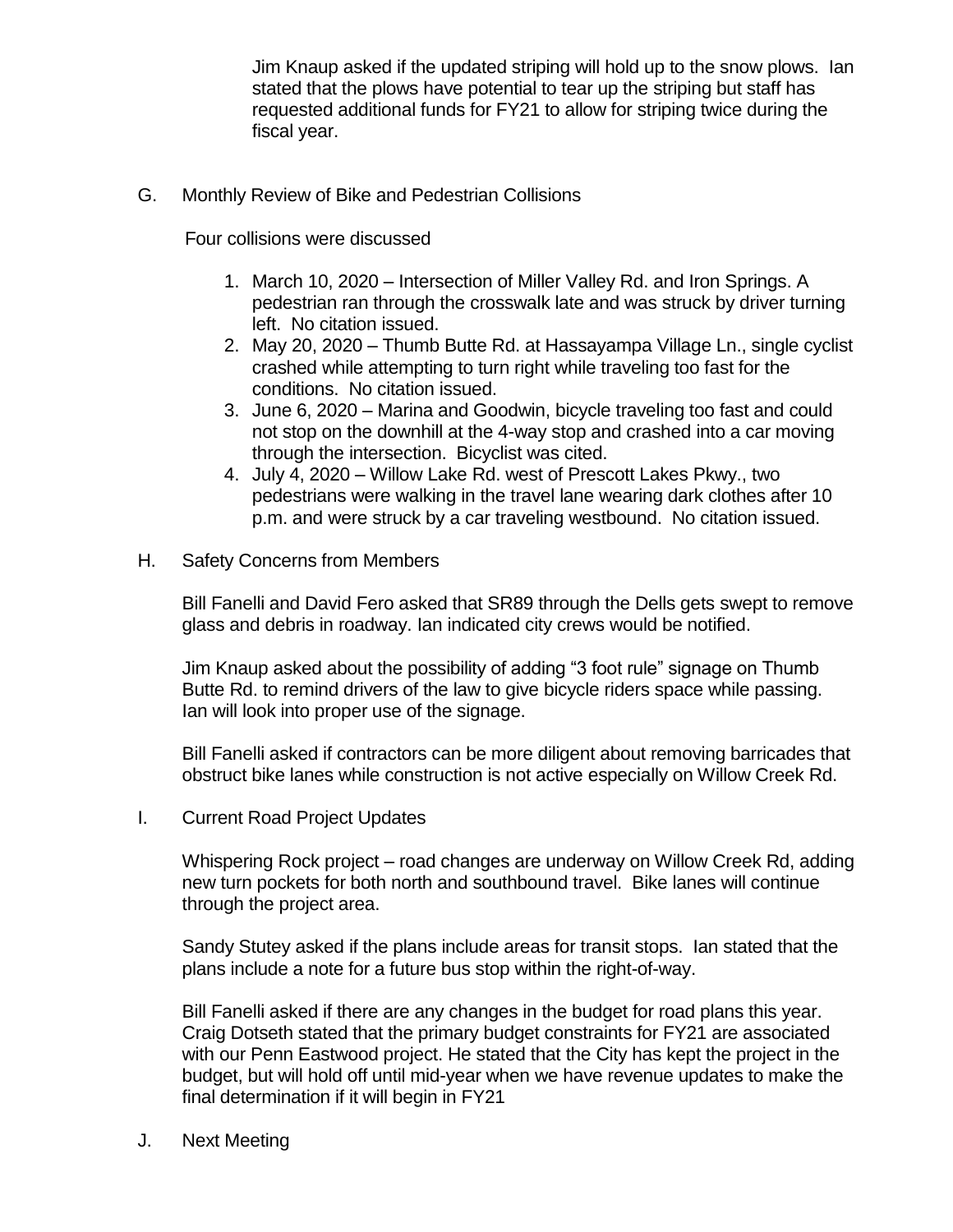Jim Knaup asked if the updated striping will hold up to the snow plows. Ian stated that the plows have potential to tear up the striping but staff has requested additional funds for FY21 to allow for striping twice during the fiscal year.

G. Monthly Review of Bike and Pedestrian Collisions

Four collisions were discussed

1. March 10, 2020 – Intersection of Miller Valley Rd. and Iron Springs. A pedestrian ran through the crosswalk late and was struck by driver turning left. No citation issued.
2. May 20, 2020 – Thumb Butte Rd. at Hassayampa Village Ln., single cyclist crashed while attempting to turn right while traveling too fast for the conditions. No citation issued.
3. June 6, 2020 – Marina and Goodwin, bicycle traveling too fast and could not stop on the downhill at the 4-way stop and crashed into a car moving through the intersection. Bicyclist was cited.
4. July 4, 2020 – Willow Lake Rd. west of Prescott Lakes Pkwy., two pedestrians were walking in the travel lane wearing dark clothes after 10 p.m. and were struck by a car traveling westbound. No citation issued.

H. Safety Concerns from Members

Bill Fanelli and David Fero asked that SR89 through the Dells gets swept to remove glass and debris in roadway. Ian indicated city crews would be notified.

Jim Knaup asked about the possibility of adding "3 foot rule" signage on Thumb Butte Rd. to remind drivers of the law to give bicycle riders space while passing. Ian will look into proper use of the signage.

Bill Fanelli asked if contractors can be more diligent about removing barricades that obstruct bike lanes while construction is not active especially on Willow Creek Rd.

I. Current Road Project Updates

Whispering Rock project – road changes are underway on Willow Creek Rd, adding new turn pockets for both north and southbound travel. Bike lanes will continue through the project area.

Sandy Stutey asked if the plans include areas for transit stops. Ian stated that the plans include a note for a future bus stop within the right-of-way.

Bill Fanelli asked if there are any changes in the budget for road plans this year. Craig Dotseth stated that the primary budget constraints for FY21 are associated with our Penn Eastwood project. He stated that the City has kept the project in the budget, but will hold off until mid-year when we have revenue updates to make the final determination if it will begin in FY21

J. Next Meeting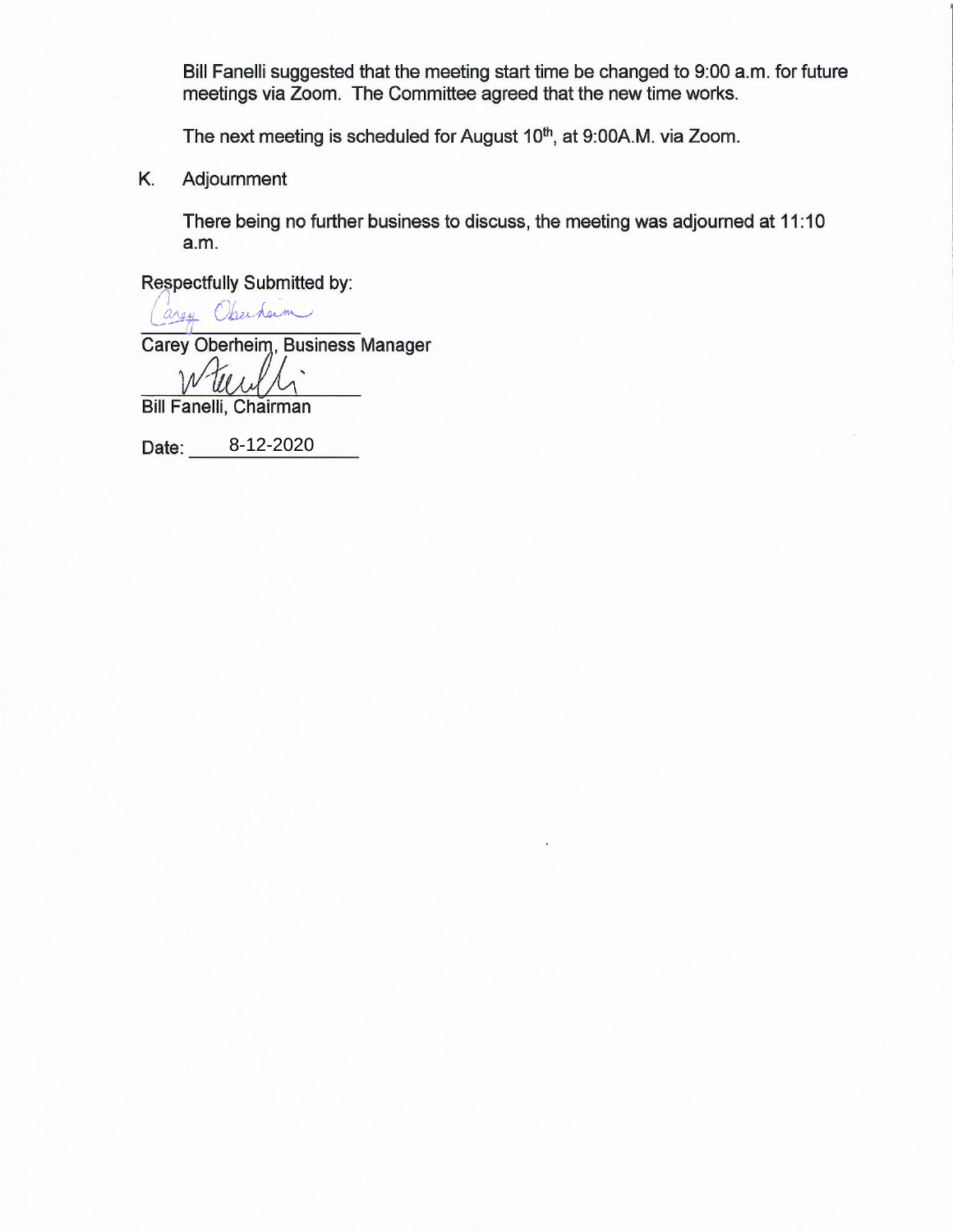Bill Fanelli suggested that the meeting start time be changed to 9:00 a.m. for future meetings via Zoom. The Committee agreed that the new time works.

The next meeting is scheduled for August 10th, at 9:00A.M. via Zoom.

K. Adjournment

There being no further business to discuss, the meeting was adjourned at 11:10 a.m.

Respectfully Submitted by:

Carey Oberheim

Carey Oberheim, Business Manager

W Fanelli

Bill Fanelli, Chairman

Date: 8-12-2020